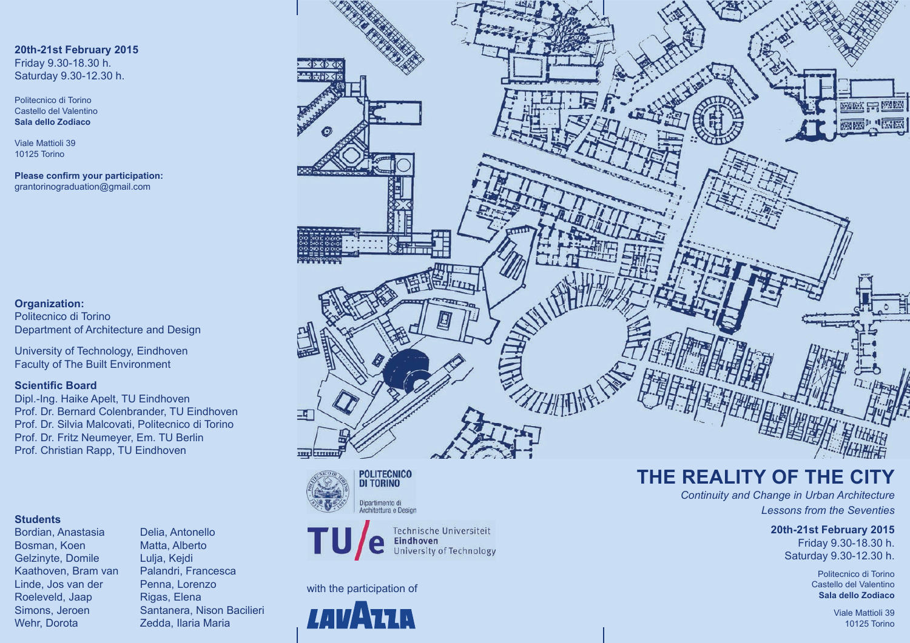**20th-21st February 2015**
Friday 9.30-18.30 h.
Saturday 9.30-12.30 h.

Politecnico di Torino
Castello del Valentino
**Sala dello Zodiaco**

Viale Mattioli 39
10125 Torino

**Please confirm your participation:**
grantorinograduation@gmail.com

**Organization:**
Politecnico di Torino
Department of Architecture and Design

University of Technology, Eindhoven
Faculty of The Built Environment

**Scientific Board**
Dipl.-Ing. Haike Apelt, TU Eindhoven
Prof. Dr. Bernard Colenbrander, TU Eindhoven
Prof. Dr. Silvia Malcovati, Politecnico di Torino
Prof. Dr. Fritz Neumeyer, Em. TU Berlin
Prof. Christian Rapp, TU Eindhoven

**Students**
Bordian, Anastasia
Bosman, Koen
Gelzinyte, Domile
Kaathoven, Bram van
Linde, Jos van der
Roeleveld, Jaap
Simons, Jeroen
Wehr, Dorota
Delia, Antonello
Matta, Alberto
Lulja, Kejdi
Palandri, Francesca
Penna, Lorenzo
Rigas, Elena
Santanera, Nison Bacilieri
Zedda, Ilaria Maria

POLITECNICO DI TORINO
Dipartimento di Architettura e Design

TU/e Technische Universiteit Eindhoven University of Technology

with the participation of

LAVAZZA

# THE REALITY OF THE CITY

*Continuity and Change in Urban Architecture*
*Lessons from the Seventies*

**20th-21st February 2015**
Friday 9.30-18.30 h.
Saturday 9.30-12.30 h.

Politecnico di Torino
Castello del Valentino
**Sala dello Zodiaco**

Viale Mattioli 39
10125 Torino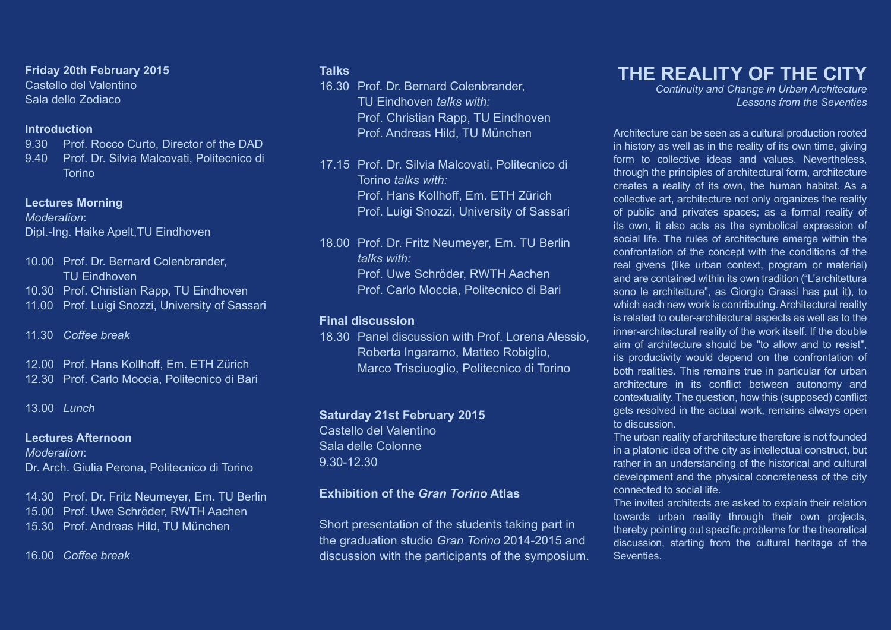**Friday 20th February 2015**
Castello del Valentino
Sala dello Zodiaco

**Introduction**

9.30 Prof. Rocco Curto, Director of the DAD
9.40 Prof. Dr. Silvia Malcovati, Politecnico di Torino

**Lectures Morning**

*Moderation*:
Dipl.-Ing. Haike Apelt,TU Eindhoven

10.00 Prof. Dr. Bernard Colenbrander, TU Eindhoven
10.30 Prof. Christian Rapp, TU Eindhoven
11.00 Prof. Luigi Snozzi, University of Sassari

11.30 *Coffee break*

12.00 Prof. Hans Kollhoff, Em. ETH Zürich
12.30 Prof. Carlo Moccia, Politecnico di Bari

13.00 *Lunch*

**Lectures Afternoon**

*Moderation*:
Dr. Arch. Giulia Perona, Politecnico di Torino

14.30 Prof. Dr. Fritz Neumeyer, Em. TU Berlin
15.00 Prof. Uwe Schröder, RWTH Aachen
15.30 Prof. Andreas Hild, TU München

16.00 *Coffee break*

**Talks**

16.30 Prof. Dr. Bernard Colenbrander, TU Eindhoven *talks with:*
Prof. Christian Rapp, TU Eindhoven
Prof. Andreas Hild, TU München

17.15 Prof. Dr. Silvia Malcovati, Politecnico di Torino *talks with:*
Prof. Hans Kollhoff, Em. ETH Zürich
Prof. Luigi Snozzi, University of Sassari

18.00 Prof. Dr. Fritz Neumeyer, Em. TU Berlin *talks with:*
Prof. Uwe Schröder, RWTH Aachen
Prof. Carlo Moccia, Politecnico di Bari

**Final discussion**

18.30 Panel discussion with Prof. Lorena Alessio, Roberta Ingaramo, Matteo Robiglio, Marco Trisciuoglio, Politecnico di Torino

**Saturday 21st February 2015**
Castello del Valentino
Sala delle Colonne
9.30-12.30

**Exhibition of the *Gran Torino* Atlas**

Short presentation of the students taking part in the graduation studio *Gran Torino* 2014-2015 and discussion with the participants of the symposium.

# THE REALITY OF THE CITY

*Continuity and Change in Urban Architecture*
*Lessons from the Seventies*

Architecture can be seen as a cultural production rooted in history as well as in the reality of its own time, giving form to collective ideas and values. Nevertheless, through the principles of architectural form, architecture creates a reality of its own, the human habitat. As a collective art, architecture not only organizes the reality of public and privates spaces; as a formal reality of its own, it also acts as the symbolical expression of social life. The rules of architecture emerge within the confrontation of the concept with the conditions of the real givens (like urban context, program or material) and are contained within its own tradition ("L'architettura sono le architetture", as Giorgio Grassi has put it), to which each new work is contributing. Architectural reality is related to outer-architectural aspects as well as to the inner-architectural reality of the work itself. If the double aim of architecture should be "to allow and to resist", its productivity would depend on the confrontation of both realities. This remains true in particular for urban architecture in its conflict between autonomy and contextuality. The question, how this (supposed) conflict gets resolved in the actual work, remains always open to discussion.
The urban reality of architecture therefore is not founded in a platonic idea of the city as intellectual construct, but rather in an understanding of the historical and cultural development and the physical concreteness of the city connected to social life.
The invited architects are asked to explain their relation towards urban reality through their own projects, thereby pointing out specific problems for the theoretical discussion, starting from the cultural heritage of the Seventies.